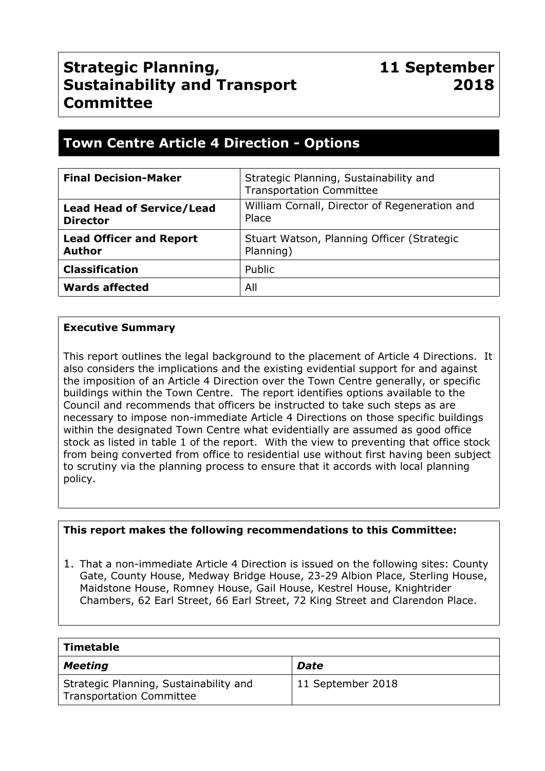# Strategic Planning, Sustainability and Transport Committee

**11 September 2018**

## Town Centre Article 4 Direction - Options

| | |
|---|---|
| **Final Decision-Maker** | Strategic Planning, Sustainability and Transportation Committee |
| **Lead Head of Service/Lead Director** | William Cornall, Director of Regeneration and Place |
| **Lead Officer and Report Author** | Stuart Watson, Planning Officer (Strategic Planning) |
| **Classification** | Public |
| **Wards affected** | All |

**Executive Summary**

This report outlines the legal background to the placement of Article 4 Directions. It also considers the implications and the existing evidential support for and against the imposition of an Article 4 Direction over the Town Centre generally, or specific buildings within the Town Centre. The report identifies options available to the Council and recommends that officers be instructed to take such steps as are necessary to impose non-immediate Article 4 Directions on those specific buildings within the designated Town Centre what evidentially are assumed as good office stock as listed in table 1 of the report. With the view to preventing that office stock from being converted from office to residential use without first having been subject to scrutiny via the planning process to ensure that it accords with local planning policy.

**This report makes the following recommendations to this Committee:**

1. That a non-immediate Article 4 Direction is issued on the following sites: County Gate, County House, Medway Bridge House, 23-29 Albion Place, Sterling House, Maidstone House, Romney House, Gail House, Kestrel House, Knightrider Chambers, 62 Earl Street, 66 Earl Street, 72 King Street and Clarendon Place.

| **Timetable** | |
|---|---|
| ***Meeting*** | ***Date*** |
| Strategic Planning, Sustainability and Transportation Committee | 11 September 2018 |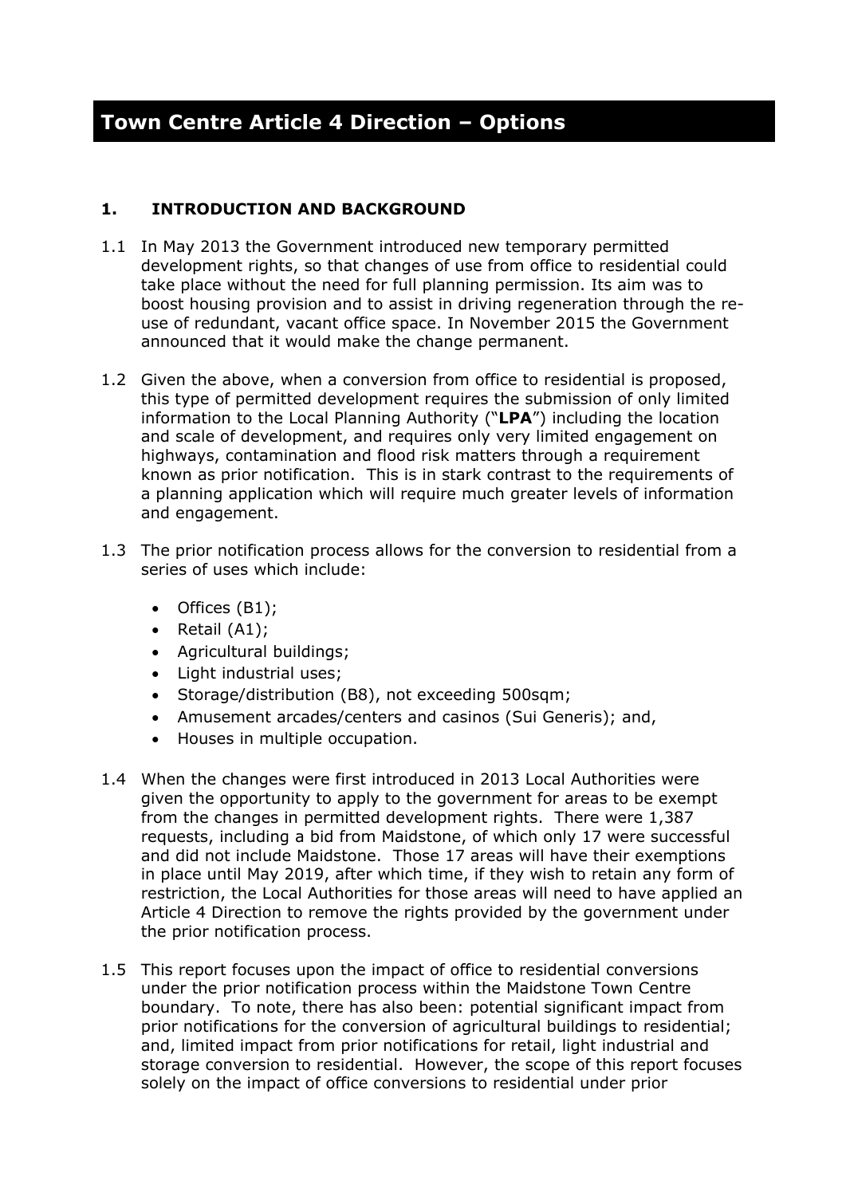# Town Centre Article 4 Direction – Options

## 1. INTRODUCTION AND BACKGROUND

1.1 In May 2013 the Government introduced new temporary permitted development rights, so that changes of use from office to residential could take place without the need for full planning permission. Its aim was to boost housing provision and to assist in driving regeneration through the re-use of redundant, vacant office space. In November 2015 the Government announced that it would make the change permanent.

1.2 Given the above, when a conversion from office to residential is proposed, this type of permitted development requires the submission of only limited information to the Local Planning Authority ("**LPA**") including the location and scale of development, and requires only very limited engagement on highways, contamination and flood risk matters through a requirement known as prior notification. This is in stark contrast to the requirements of a planning application which will require much greater levels of information and engagement.

1.3 The prior notification process allows for the conversion to residential from a series of uses which include:

- Offices (B1);
- Retail (A1);
- Agricultural buildings;
- Light industrial uses;
- Storage/distribution (B8), not exceeding 500sqm;
- Amusement arcades/centers and casinos (Sui Generis); and,
- Houses in multiple occupation.

1.4 When the changes were first introduced in 2013 Local Authorities were given the opportunity to apply to the government for areas to be exempt from the changes in permitted development rights. There were 1,387 requests, including a bid from Maidstone, of which only 17 were successful and did not include Maidstone. Those 17 areas will have their exemptions in place until May 2019, after which time, if they wish to retain any form of restriction, the Local Authorities for those areas will need to have applied an Article 4 Direction to remove the rights provided by the government under the prior notification process.

1.5 This report focuses upon the impact of office to residential conversions under the prior notification process within the Maidstone Town Centre boundary. To note, there has also been: potential significant impact from prior notifications for the conversion of agricultural buildings to residential; and, limited impact from prior notifications for retail, light industrial and storage conversion to residential. However, the scope of this report focuses solely on the impact of office conversions to residential under prior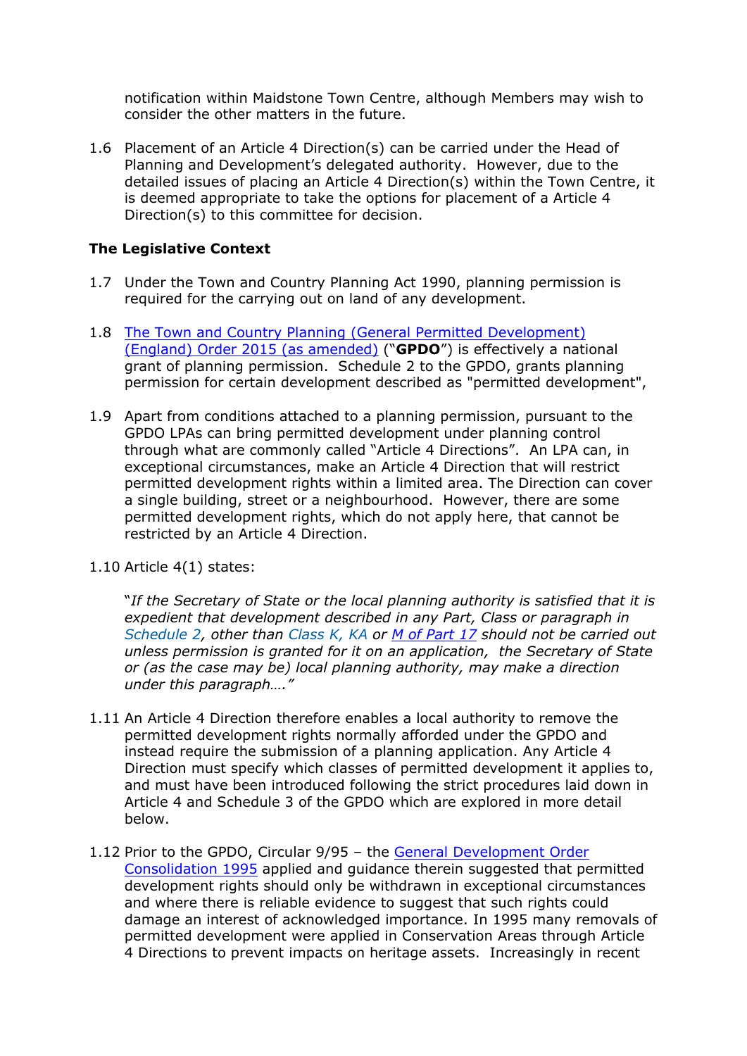notification within Maidstone Town Centre, although Members may wish to consider the other matters in the future.

1.6 Placement of an Article 4 Direction(s) can be carried under the Head of Planning and Development's delegated authority. However, due to the detailed issues of placing an Article 4 Direction(s) within the Town Centre, it is deemed appropriate to take the options for placement of a Article 4 Direction(s) to this committee for decision.

**The Legislative Context**

1.7 Under the Town and Country Planning Act 1990, planning permission is required for the carrying out on land of any development.

1.8 [The Town and Country Planning (General Permitted Development) (England) Order 2015 (as amended)](#) ("**GPDO**") is effectively a national grant of planning permission. Schedule 2 to the GPDO, grants planning permission for certain development described as "permitted development",

1.9 Apart from conditions attached to a planning permission, pursuant to the GPDO LPAs can bring permitted development under planning control through what are commonly called "Article 4 Directions". An LPA can, in exceptional circumstances, make an Article 4 Direction that will restrict permitted development rights within a limited area. The Direction can cover a single building, street or a neighbourhood. However, there are some permitted development rights, which do not apply here, that cannot be restricted by an Article 4 Direction.

1.10 Article 4(1) states:

"*If the Secretary of State or the local planning authority is satisfied that it is expedient that development described in any Part, Class or paragraph in Schedule 2, other than Class K, KA or [M of Part 17](#) should not be carried out unless permission is granted for it on an application, the Secretary of State or (as the case may be) local planning authority, may make a direction under this paragraph…."*

1.11 An Article 4 Direction therefore enables a local authority to remove the permitted development rights normally afforded under the GPDO and instead require the submission of a planning application. Any Article 4 Direction must specify which classes of permitted development it applies to, and must have been introduced following the strict procedures laid down in Article 4 and Schedule 3 of the GPDO which are explored in more detail below.

1.12 Prior to the GPDO, Circular 9/95 – the [General Development Order Consolidation 1995](#) applied and guidance therein suggested that permitted development rights should only be withdrawn in exceptional circumstances and where there is reliable evidence to suggest that such rights could damage an interest of acknowledged importance. In 1995 many removals of permitted development were applied in Conservation Areas through Article 4 Directions to prevent impacts on heritage assets. Increasingly in recent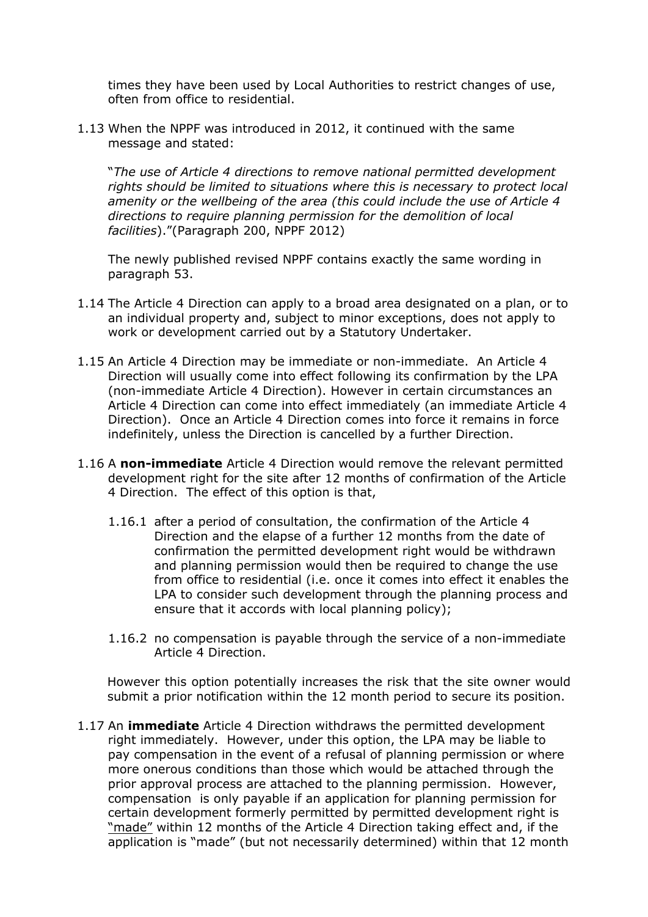times they have been used by Local Authorities to restrict changes of use, often from office to residential.

1.13 When the NPPF was introduced in 2012, it continued with the same message and stated:

"*The use of Article 4 directions to remove national permitted development rights should be limited to situations where this is necessary to protect local amenity or the wellbeing of the area (this could include the use of Article 4 directions to require planning permission for the demolition of local facilities*)."(Paragraph 200, NPPF 2012)

The newly published revised NPPF contains exactly the same wording in paragraph 53.

1.14 The Article 4 Direction can apply to a broad area designated on a plan, or to an individual property and, subject to minor exceptions, does not apply to work or development carried out by a Statutory Undertaker.

1.15 An Article 4 Direction may be immediate or non-immediate. An Article 4 Direction will usually come into effect following its confirmation by the LPA (non-immediate Article 4 Direction). However in certain circumstances an Article 4 Direction can come into effect immediately (an immediate Article 4 Direction). Once an Article 4 Direction comes into force it remains in force indefinitely, unless the Direction is cancelled by a further Direction.

1.16 A **non-immediate** Article 4 Direction would remove the relevant permitted development right for the site after 12 months of confirmation of the Article 4 Direction. The effect of this option is that,

1.16.1 after a period of consultation, the confirmation of the Article 4 Direction and the elapse of a further 12 months from the date of confirmation the permitted development right would be withdrawn and planning permission would then be required to change the use from office to residential (i.e. once it comes into effect it enables the LPA to consider such development through the planning process and ensure that it accords with local planning policy);

1.16.2 no compensation is payable through the service of a non-immediate Article 4 Direction.

However this option potentially increases the risk that the site owner would submit a prior notification within the 12 month period to secure its position.

1.17 An **immediate** Article 4 Direction withdraws the permitted development right immediately. However, under this option, the LPA may be liable to pay compensation in the event of a refusal of planning permission or where more onerous conditions than those which would be attached through the prior approval process are attached to the planning permission. However, compensation is only payable if an application for planning permission for certain development formerly permitted by permitted development right is "made" within 12 months of the Article 4 Direction taking effect and, if the application is "made" (but not necessarily determined) within that 12 month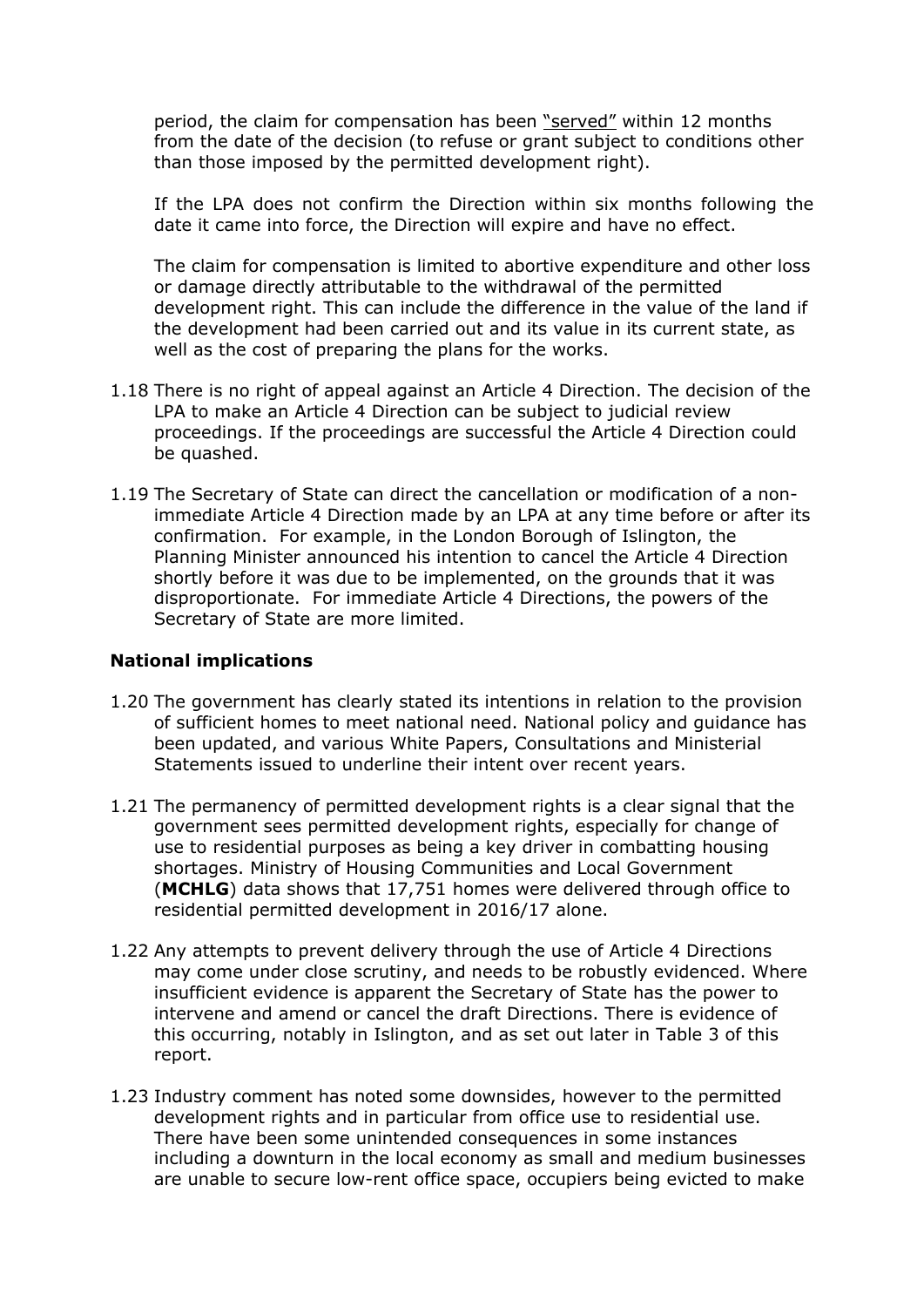period, the claim for compensation has been "served" within 12 months from the date of the decision (to refuse or grant subject to conditions other than those imposed by the permitted development right).

If the LPA does not confirm the Direction within six months following the date it came into force, the Direction will expire and have no effect.

The claim for compensation is limited to abortive expenditure and other loss or damage directly attributable to the withdrawal of the permitted development right. This can include the difference in the value of the land if the development had been carried out and its value in its current state, as well as the cost of preparing the plans for the works.

1.18 There is no right of appeal against an Article 4 Direction. The decision of the LPA to make an Article 4 Direction can be subject to judicial review proceedings. If the proceedings are successful the Article 4 Direction could be quashed.

1.19 The Secretary of State can direct the cancellation or modification of a non-immediate Article 4 Direction made by an LPA at any time before or after its confirmation. For example, in the London Borough of Islington, the Planning Minister announced his intention to cancel the Article 4 Direction shortly before it was due to be implemented, on the grounds that it was disproportionate. For immediate Article 4 Directions, the powers of the Secretary of State are more limited.

**National implications**

1.20 The government has clearly stated its intentions in relation to the provision of sufficient homes to meet national need. National policy and guidance has been updated, and various White Papers, Consultations and Ministerial Statements issued to underline their intent over recent years.

1.21 The permanency of permitted development rights is a clear signal that the government sees permitted development rights, especially for change of use to residential purposes as being a key driver in combatting housing shortages. Ministry of Housing Communities and Local Government (**MCHLG**) data shows that 17,751 homes were delivered through office to residential permitted development in 2016/17 alone.

1.22 Any attempts to prevent delivery through the use of Article 4 Directions may come under close scrutiny, and needs to be robustly evidenced. Where insufficient evidence is apparent the Secretary of State has the power to intervene and amend or cancel the draft Directions. There is evidence of this occurring, notably in Islington, and as set out later in Table 3 of this report.

1.23 Industry comment has noted some downsides, however to the permitted development rights and in particular from office use to residential use. There have been some unintended consequences in some instances including a downturn in the local economy as small and medium businesses are unable to secure low-rent office space, occupiers being evicted to make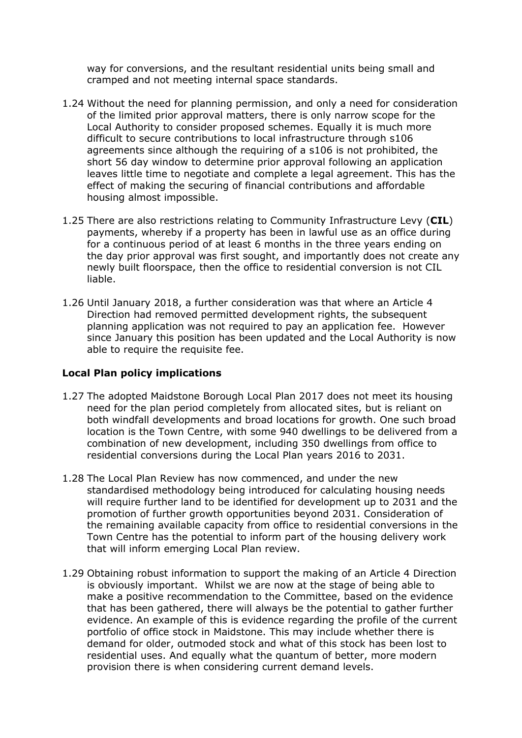way for conversions, and the resultant residential units being small and cramped and not meeting internal space standards.

1.24 Without the need for planning permission, and only a need for consideration of the limited prior approval matters, there is only narrow scope for the Local Authority to consider proposed schemes. Equally it is much more difficult to secure contributions to local infrastructure through s106 agreements since although the requiring of a s106 is not prohibited, the short 56 day window to determine prior approval following an application leaves little time to negotiate and complete a legal agreement. This has the effect of making the securing of financial contributions and affordable housing almost impossible.

1.25 There are also restrictions relating to Community Infrastructure Levy (**CIL**) payments, whereby if a property has been in lawful use as an office during for a continuous period of at least 6 months in the three years ending on the day prior approval was first sought, and importantly does not create any newly built floorspace, then the office to residential conversion is not CIL liable.

1.26 Until January 2018, a further consideration was that where an Article 4 Direction had removed permitted development rights, the subsequent planning application was not required to pay an application fee. However since January this position has been updated and the Local Authority is now able to require the requisite fee.

**Local Plan policy implications**

1.27 The adopted Maidstone Borough Local Plan 2017 does not meet its housing need for the plan period completely from allocated sites, but is reliant on both windfall developments and broad locations for growth. One such broad location is the Town Centre, with some 940 dwellings to be delivered from a combination of new development, including 350 dwellings from office to residential conversions during the Local Plan years 2016 to 2031.

1.28 The Local Plan Review has now commenced, and under the new standardised methodology being introduced for calculating housing needs will require further land to be identified for development up to 2031 and the promotion of further growth opportunities beyond 2031. Consideration of the remaining available capacity from office to residential conversions in the Town Centre has the potential to inform part of the housing delivery work that will inform emerging Local Plan review.

1.29 Obtaining robust information to support the making of an Article 4 Direction is obviously important. Whilst we are now at the stage of being able to make a positive recommendation to the Committee, based on the evidence that has been gathered, there will always be the potential to gather further evidence. An example of this is evidence regarding the profile of the current portfolio of office stock in Maidstone. This may include whether there is demand for older, outmoded stock and what of this stock has been lost to residential uses. And equally what the quantum of better, more modern provision there is when considering current demand levels.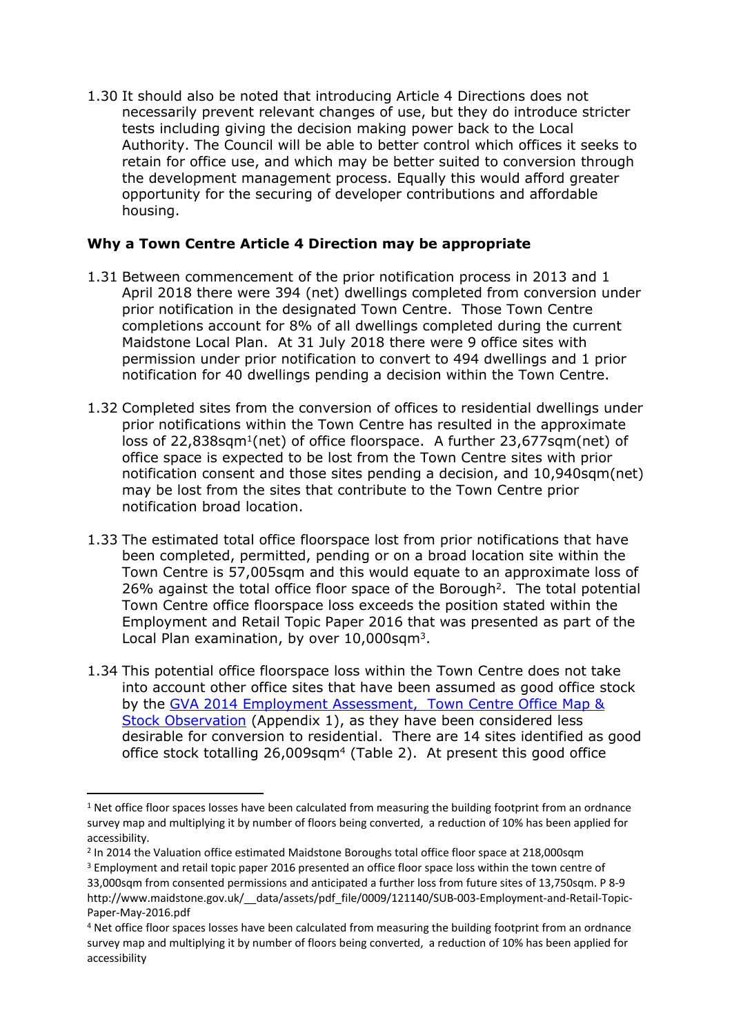1.30 It should also be noted that introducing Article 4 Directions does not necessarily prevent relevant changes of use, but they do introduce stricter tests including giving the decision making power back to the Local Authority. The Council will be able to better control which offices it seeks to retain for office use, and which may be better suited to conversion through the development management process. Equally this would afford greater opportunity for the securing of developer contributions and affordable housing.

**Why a Town Centre Article 4 Direction may be appropriate**

1.31 Between commencement of the prior notification process in 2013 and 1 April 2018 there were 394 (net) dwellings completed from conversion under prior notification in the designated Town Centre. Those Town Centre completions account for 8% of all dwellings completed during the current Maidstone Local Plan. At 31 July 2018 there were 9 office sites with permission under prior notification to convert to 494 dwellings and 1 prior notification for 40 dwellings pending a decision within the Town Centre.

1.32 Completed sites from the conversion of offices to residential dwellings under prior notifications within the Town Centre has resulted in the approximate loss of 22,838sqm[1](net) of office floorspace. A further 23,677sqm(net) of office space is expected to be lost from the Town Centre sites with prior notification consent and those sites pending a decision, and 10,940sqm(net) may be lost from the sites that contribute to the Town Centre prior notification broad location.

1.33 The estimated total office floorspace lost from prior notifications that have been completed, permitted, pending or on a broad location site within the Town Centre is 57,005sqm and this would equate to an approximate loss of 26% against the total office floor space of the Borough[2]. The total potential Town Centre office floorspace loss exceeds the position stated within the Employment and Retail Topic Paper 2016 that was presented as part of the Local Plan examination, by over 10,000sqm[3].

1.34 This potential office floorspace loss within the Town Centre does not take into account other office sites that have been assumed as good office stock by the [GVA 2014 Employment Assessment, Town Centre Office Map & Stock Observation](#) (Appendix 1), as they have been considered less desirable for conversion to residential. There are 14 sites identified as good office stock totalling 26,009sqm[4] (Table 2). At present this good office

---

[1] Net office floor spaces losses have been calculated from measuring the building footprint from an ordnance survey map and multiplying it by number of floors being converted, a reduction of 10% has been applied for accessibility.

[2] In 2014 the Valuation office estimated Maidstone Boroughs total office floor space at 218,000sqm

[3] Employment and retail topic paper 2016 presented an office floor space loss within the town centre of 33,000sqm from consented permissions and anticipated a further loss from future sites of 13,750sqm. P 8-9 http://www.maidstone.gov.uk/__data/assets/pdf_file/0009/121140/SUB-003-Employment-and-Retail-Topic-Paper-May-2016.pdf

[4] Net office floor spaces losses have been calculated from measuring the building footprint from an ordnance survey map and multiplying it by number of floors being converted, a reduction of 10% has been applied for accessibility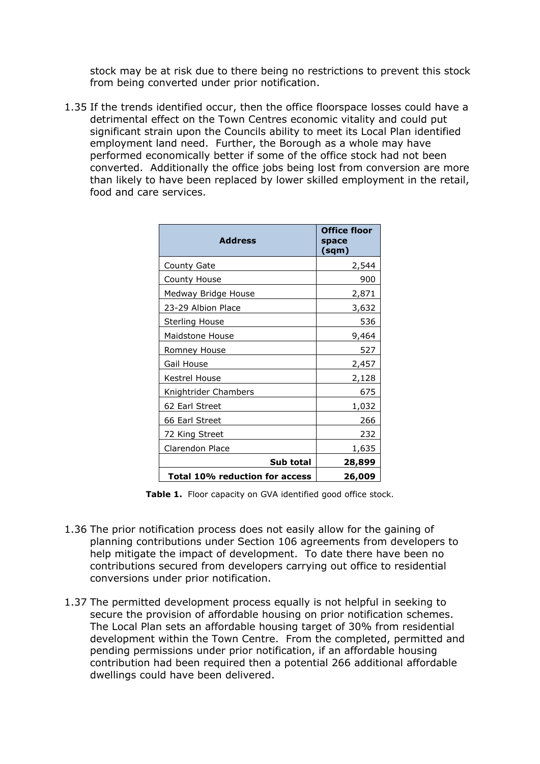stock may be at risk due to there being no restrictions to prevent this stock from being converted under prior notification.

1.35 If the trends identified occur, then the office floorspace losses could have a detrimental effect on the Town Centres economic vitality and could put significant strain upon the Councils ability to meet its Local Plan identified employment land need. Further, the Borough as a whole may have performed economically better if some of the office stock had not been converted. Additionally the office jobs being lost from conversion are more than likely to have been replaced by lower skilled employment in the retail, food and care services.

| Address | Office floor space (sqm) |
|---|---|
| County Gate | 2,544 |
| County House | 900 |
| Medway Bridge House | 2,871 |
| 23-29 Albion Place | 3,632 |
| Sterling House | 536 |
| Maidstone House | 9,464 |
| Romney House | 527 |
| Gail House | 2,457 |
| Kestrel House | 2,128 |
| Knightrider Chambers | 675 |
| 62 Earl Street | 1,032 |
| 66 Earl Street | 266 |
| 72 King Street | 232 |
| Clarendon Place | 1,635 |
| **Sub total** | **28,899** |
| **Total 10% reduction for access** | **26,009** |

**Table 1.** Floor capacity on GVA identified good office stock.

1.36 The prior notification process does not easily allow for the gaining of planning contributions under Section 106 agreements from developers to help mitigate the impact of development. To date there have been no contributions secured from developers carrying out office to residential conversions under prior notification.

1.37 The permitted development process equally is not helpful in seeking to secure the provision of affordable housing on prior notification schemes. The Local Plan sets an affordable housing target of 30% from residential development within the Town Centre. From the completed, permitted and pending permissions under prior notification, if an affordable housing contribution had been required then a potential 266 additional affordable dwellings could have been delivered.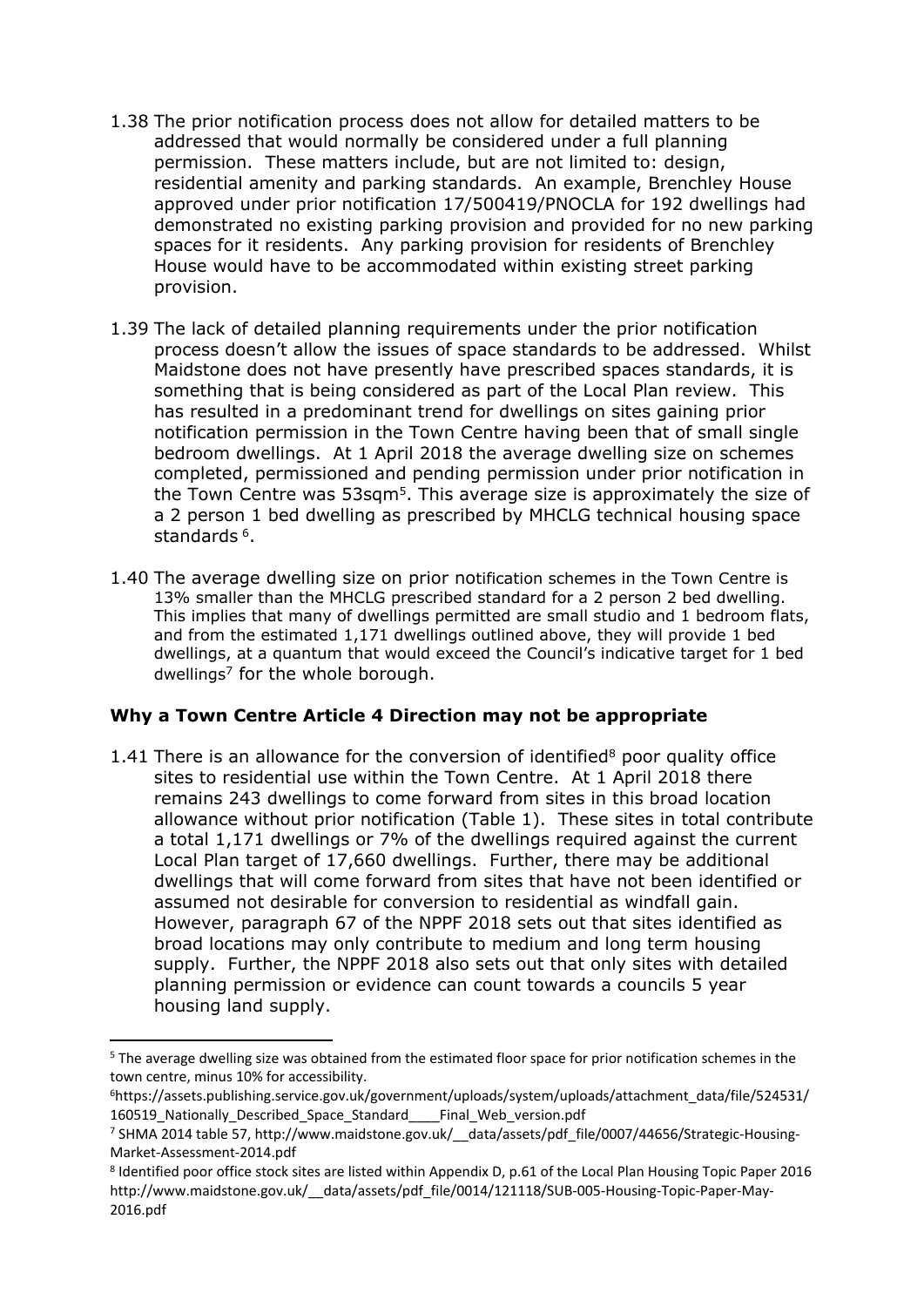1.38 The prior notification process does not allow for detailed matters to be addressed that would normally be considered under a full planning permission. These matters include, but are not limited to: design, residential amenity and parking standards. An example, Brenchley House approved under prior notification 17/500419/PNOCLA for 192 dwellings had demonstrated no existing parking provision and provided for no new parking spaces for it residents. Any parking provision for residents of Brenchley House would have to be accommodated within existing street parking provision.

1.39 The lack of detailed planning requirements under the prior notification process doesn't allow the issues of space standards to be addressed. Whilst Maidstone does not have presently have prescribed spaces standards, it is something that is being considered as part of the Local Plan review. This has resulted in a predominant trend for dwellings on sites gaining prior notification permission in the Town Centre having been that of small single bedroom dwellings. At 1 April 2018 the average dwelling size on schemes completed, permissioned and pending permission under prior notification in the Town Centre was 53sqm[5]. This average size is approximately the size of a 2 person 1 bed dwelling as prescribed by MHCLG technical housing space standards [6].

1.40 The average dwelling size on prior notification schemes in the Town Centre is 13% smaller than the MHCLG prescribed standard for a 2 person 2 bed dwelling. This implies that many of dwellings permitted are small studio and 1 bedroom flats, and from the estimated 1,171 dwellings outlined above, they will provide 1 bed dwellings, at a quantum that would exceed the Council's indicative target for 1 bed dwellings[7] for the whole borough.

### Why a Town Centre Article 4 Direction may not be appropriate

1.41 There is an allowance for the conversion of identified[8] poor quality office sites to residential use within the Town Centre. At 1 April 2018 there remains 243 dwellings to come forward from sites in this broad location allowance without prior notification (Table 1). These sites in total contribute a total 1,171 dwellings or 7% of the dwellings required against the current Local Plan target of 17,660 dwellings. Further, there may be additional dwellings that will come forward from sites that have not been identified or assumed not desirable for conversion to residential as windfall gain. However, paragraph 67 of the NPPF 2018 sets out that sites identified as broad locations may only contribute to medium and long term housing supply. Further, the NPPF 2018 also sets out that only sites with detailed planning permission or evidence can count towards a councils 5 year housing land supply.

---

[5] The average dwelling size was obtained from the estimated floor space for prior notification schemes in the town centre, minus 10% for accessibility.

[6] https://assets.publishing.service.gov.uk/government/uploads/system/uploads/attachment_data/file/524531/160519_Nationally_Described_Space_Standard____Final_Web_version.pdf

[7] SHMA 2014 table 57, http://www.maidstone.gov.uk/__data/assets/pdf_file/0007/44656/Strategic-Housing-Market-Assessment-2014.pdf

[8] Identified poor office stock sites are listed within Appendix D, p.61 of the Local Plan Housing Topic Paper 2016 http://www.maidstone.gov.uk/__data/assets/pdf_file/0014/121118/SUB-005-Housing-Topic-Paper-May-2016.pdf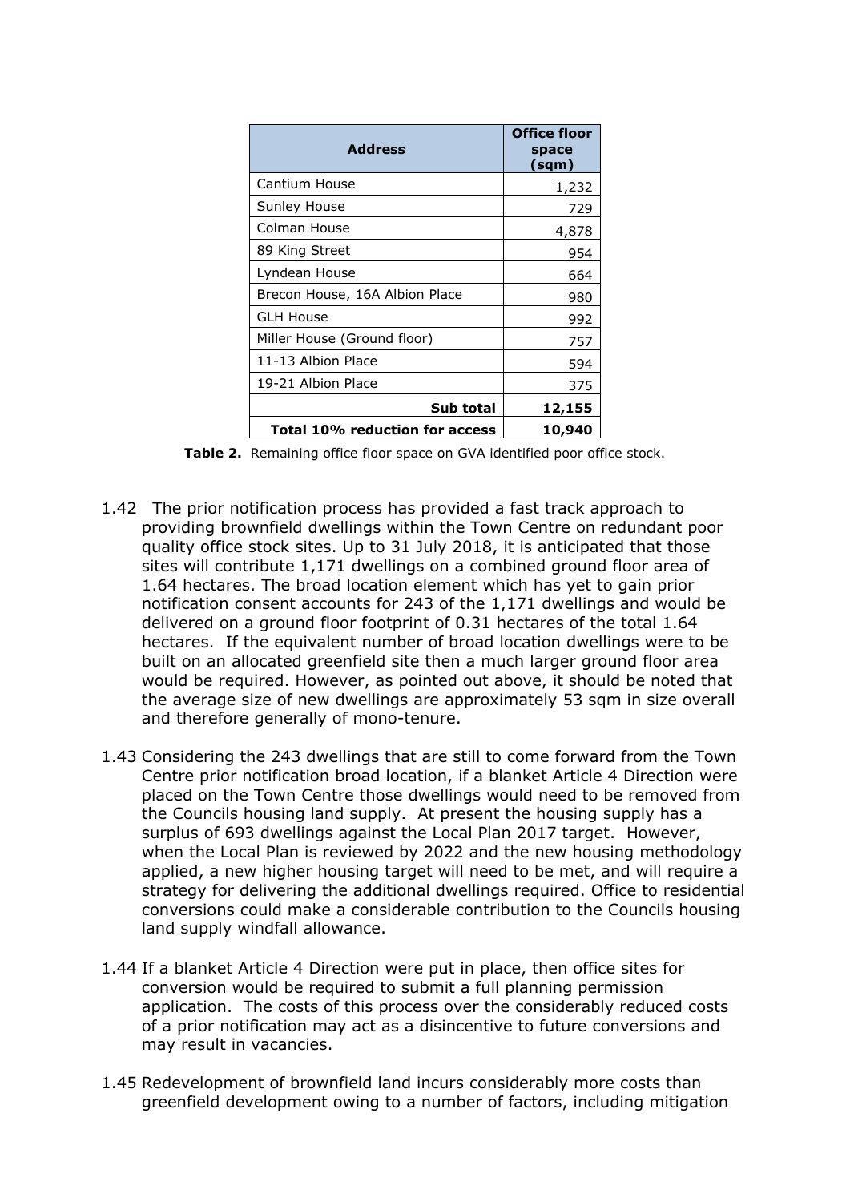| Address | Office floor space (sqm) |
|---|---|
| Cantium House | 1,232 |
| Sunley House | 729 |
| Colman House | 4,878 |
| 89 King Street | 954 |
| Lyndean House | 664 |
| Brecon House, 16A Albion Place | 980 |
| GLH House | 992 |
| Miller House (Ground floor) | 757 |
| 11-13 Albion Place | 594 |
| 19-21 Albion Place | 375 |
| **Sub total** | **12,155** |
| **Total 10% reduction for access** | **10,940** |

**Table 2.** Remaining office floor space on GVA identified poor office stock.

1.42 The prior notification process has provided a fast track approach to providing brownfield dwellings within the Town Centre on redundant poor quality office stock sites. Up to 31 July 2018, it is anticipated that those sites will contribute 1,171 dwellings on a combined ground floor area of 1.64 hectares. The broad location element which has yet to gain prior notification consent accounts for 243 of the 1,171 dwellings and would be delivered on a ground floor footprint of 0.31 hectares of the total 1.64 hectares. If the equivalent number of broad location dwellings were to be built on an allocated greenfield site then a much larger ground floor area would be required. However, as pointed out above, it should be noted that the average size of new dwellings are approximately 53 sqm in size overall and therefore generally of mono-tenure.

1.43 Considering the 243 dwellings that are still to come forward from the Town Centre prior notification broad location, if a blanket Article 4 Direction were placed on the Town Centre those dwellings would need to be removed from the Councils housing land supply. At present the housing supply has a surplus of 693 dwellings against the Local Plan 2017 target. However, when the Local Plan is reviewed by 2022 and the new housing methodology applied, a new higher housing target will need to be met, and will require a strategy for delivering the additional dwellings required. Office to residential conversions could make a considerable contribution to the Councils housing land supply windfall allowance.

1.44 If a blanket Article 4 Direction were put in place, then office sites for conversion would be required to submit a full planning permission application. The costs of this process over the considerably reduced costs of a prior notification may act as a disincentive to future conversions and may result in vacancies.

1.45 Redevelopment of brownfield land incurs considerably more costs than greenfield development owing to a number of factors, including mitigation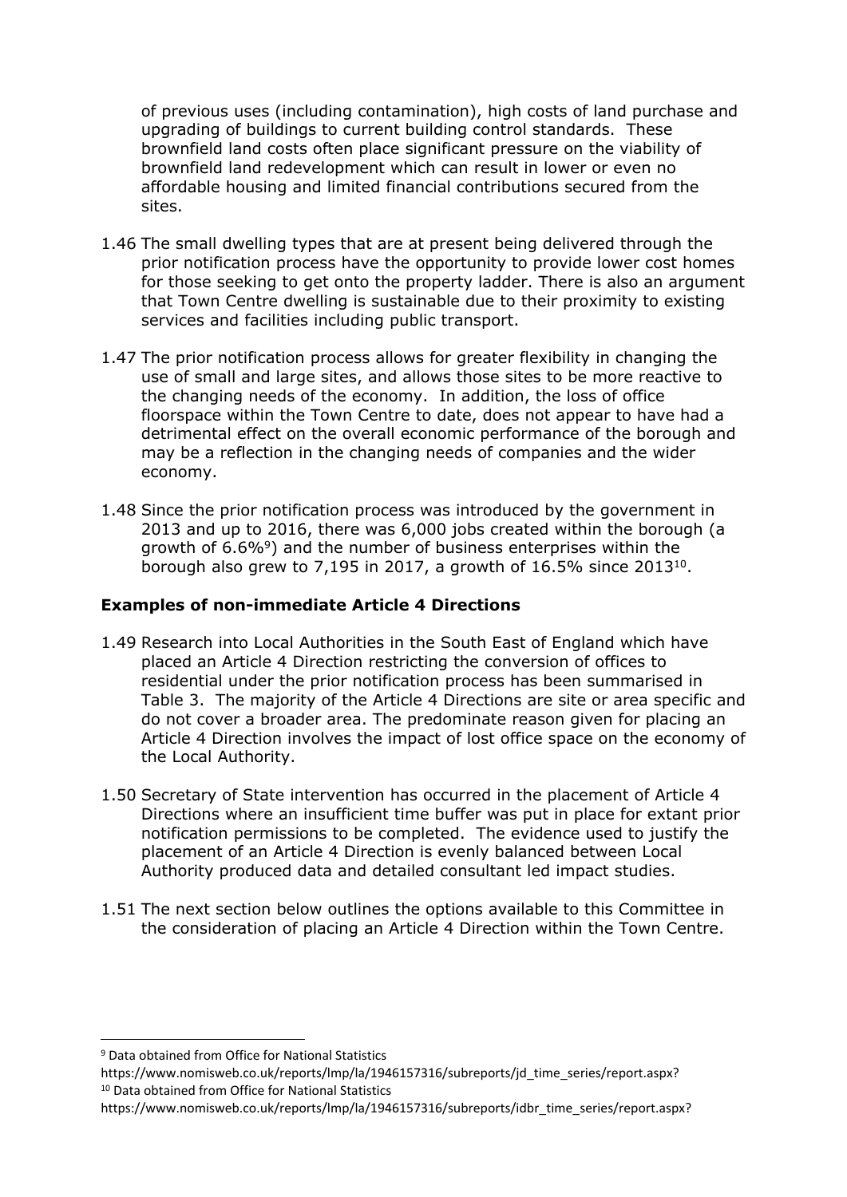of previous uses (including contamination), high costs of land purchase and upgrading of buildings to current building control standards. These brownfield land costs often place significant pressure on the viability of brownfield land redevelopment which can result in lower or even no affordable housing and limited financial contributions secured from the sites.

1.46 The small dwelling types that are at present being delivered through the prior notification process have the opportunity to provide lower cost homes for those seeking to get onto the property ladder. There is also an argument that Town Centre dwelling is sustainable due to their proximity to existing services and facilities including public transport.

1.47 The prior notification process allows for greater flexibility in changing the use of small and large sites, and allows those sites to be more reactive to the changing needs of the economy. In addition, the loss of office floorspace within the Town Centre to date, does not appear to have had a detrimental effect on the overall economic performance of the borough and may be a reflection in the changing needs of companies and the wider economy.

1.48 Since the prior notification process was introduced by the government in 2013 and up to 2016, there was 6,000 jobs created within the borough (a growth of 6.6%[9]) and the number of business enterprises within the borough also grew to 7,195 in 2017, a growth of 16.5% since 2013[10].

**Examples of non-immediate Article 4 Directions**

1.49 Research into Local Authorities in the South East of England which have placed an Article 4 Direction restricting the conversion of offices to residential under the prior notification process has been summarised in Table 3. The majority of the Article 4 Directions are site or area specific and do not cover a broader area. The predominate reason given for placing an Article 4 Direction involves the impact of lost office space on the economy of the Local Authority.

1.50 Secretary of State intervention has occurred in the placement of Article 4 Directions where an insufficient time buffer was put in place for extant prior notification permissions to be completed. The evidence used to justify the placement of an Article 4 Direction is evenly balanced between Local Authority produced data and detailed consultant led impact studies.

1.51 The next section below outlines the options available to this Committee in the consideration of placing an Article 4 Direction within the Town Centre.

[9] Data obtained from Office for National Statistics https://www.nomisweb.co.uk/reports/lmp/la/1946157316/subreports/jd_time_series/report.aspx?

[10] Data obtained from Office for National Statistics https://www.nomisweb.co.uk/reports/lmp/la/1946157316/subreports/idbr_time_series/report.aspx?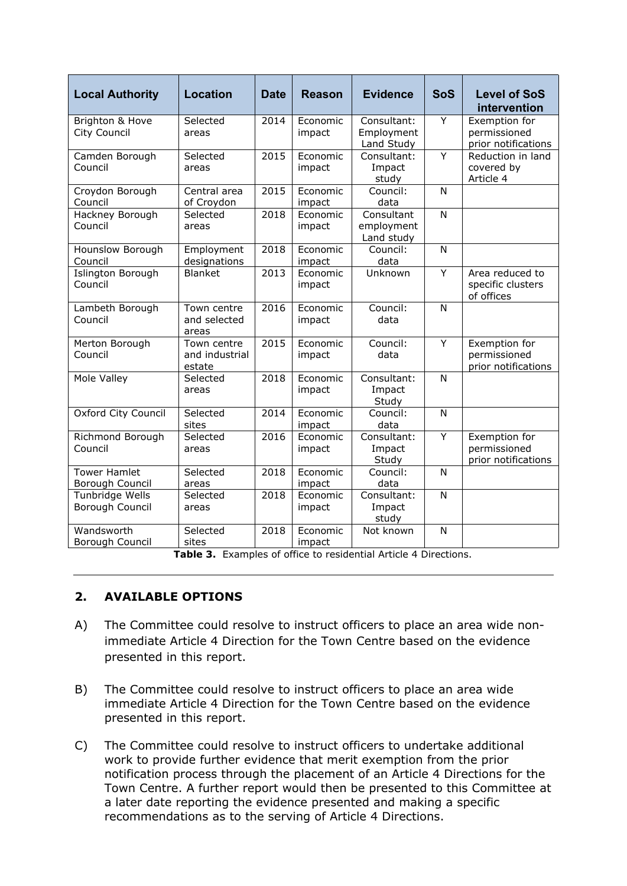| Local Authority | Location | Date | Reason | Evidence | SoS | Level of SoS intervention |
|---|---|---|---|---|---|---|
| Brighton & Hove City Council | Selected areas | 2014 | Economic impact | Consultant: Employment Land Study | Y | Exemption for permissioned prior notifications |
| Camden Borough Council | Selected areas | 2015 | Economic impact | Consultant: Impact study | Y | Reduction in land covered by Article 4 |
| Croydon Borough Council | Central area of Croydon | 2015 | Economic impact | Council: data | N | |
| Hackney Borough Council | Selected areas | 2018 | Economic impact | Consultant employment Land study | N | |
| Hounslow Borough Council | Employment designations | 2018 | Economic impact | Council: data | N | |
| Islington Borough Council | Blanket | 2013 | Economic impact | Unknown | Y | Area reduced to specific clusters of offices |
| Lambeth Borough Council | Town centre and selected areas | 2016 | Economic impact | Council: data | N | |
| Merton Borough Council | Town centre and industrial estate | 2015 | Economic impact | Council: data | Y | Exemption for permissioned prior notifications |
| Mole Valley | Selected areas | 2018 | Economic impact | Consultant: Impact Study | N | |
| Oxford City Council | Selected sites | 2014 | Economic impact | Council: data | N | |
| Richmond Borough Council | Selected areas | 2016 | Economic impact | Consultant: Impact Study | Y | Exemption for permissioned prior notifications |
| Tower Hamlet Borough Council | Selected areas | 2018 | Economic impact | Council: data | N | |
| Tunbridge Wells Borough Council | Selected areas | 2018 | Economic impact | Consultant: Impact study | N | |
| Wandsworth Borough Council | Selected sites | 2018 | Economic impact | Not known | N | |

**Table 3.** Examples of office to residential Article 4 Directions.

## 2. AVAILABLE OPTIONS

A) The Committee could resolve to instruct officers to place an area wide non-immediate Article 4 Direction for the Town Centre based on the evidence presented in this report.

B) The Committee could resolve to instruct officers to place an area wide immediate Article 4 Direction for the Town Centre based on the evidence presented in this report.

C) The Committee could resolve to instruct officers to undertake additional work to provide further evidence that merit exemption from the prior notification process through the placement of an Article 4 Directions for the Town Centre. A further report would then be presented to this Committee at a later date reporting the evidence presented and making a specific recommendations as to the serving of Article 4 Directions.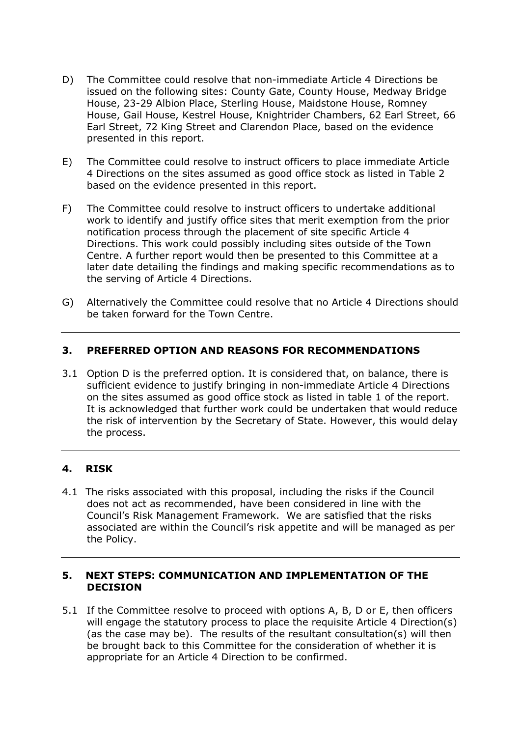D) The Committee could resolve that non-immediate Article 4 Directions be issued on the following sites: County Gate, County House, Medway Bridge House, 23-29 Albion Place, Sterling House, Maidstone House, Romney House, Gail House, Kestrel House, Knightrider Chambers, 62 Earl Street, 66 Earl Street, 72 King Street and Clarendon Place, based on the evidence presented in this report.

E) The Committee could resolve to instruct officers to place immediate Article 4 Directions on the sites assumed as good office stock as listed in Table 2 based on the evidence presented in this report.

F) The Committee could resolve to instruct officers to undertake additional work to identify and justify office sites that merit exemption from the prior notification process through the placement of site specific Article 4 Directions. This work could possibly including sites outside of the Town Centre. A further report would then be presented to this Committee at a later date detailing the findings and making specific recommendations as to the serving of Article 4 Directions.

G) Alternatively the Committee could resolve that no Article 4 Directions should be taken forward for the Town Centre.

---

## 3. PREFERRED OPTION AND REASONS FOR RECOMMENDATIONS

3.1 Option D is the preferred option. It is considered that, on balance, there is sufficient evidence to justify bringing in non-immediate Article 4 Directions on the sites assumed as good office stock as listed in table 1 of the report. It is acknowledged that further work could be undertaken that would reduce the risk of intervention by the Secretary of State. However, this would delay the process.

---

## 4. RISK

4.1 The risks associated with this proposal, including the risks if the Council does not act as recommended, have been considered in line with the Council's Risk Management Framework. We are satisfied that the risks associated are within the Council's risk appetite and will be managed as per the Policy.

---

## 5. NEXT STEPS: COMMUNICATION AND IMPLEMENTATION OF THE DECISION

5.1 If the Committee resolve to proceed with options A, B, D or E, then officers will engage the statutory process to place the requisite Article 4 Direction(s) (as the case may be). The results of the resultant consultation(s) will then be brought back to this Committee for the consideration of whether it is appropriate for an Article 4 Direction to be confirmed.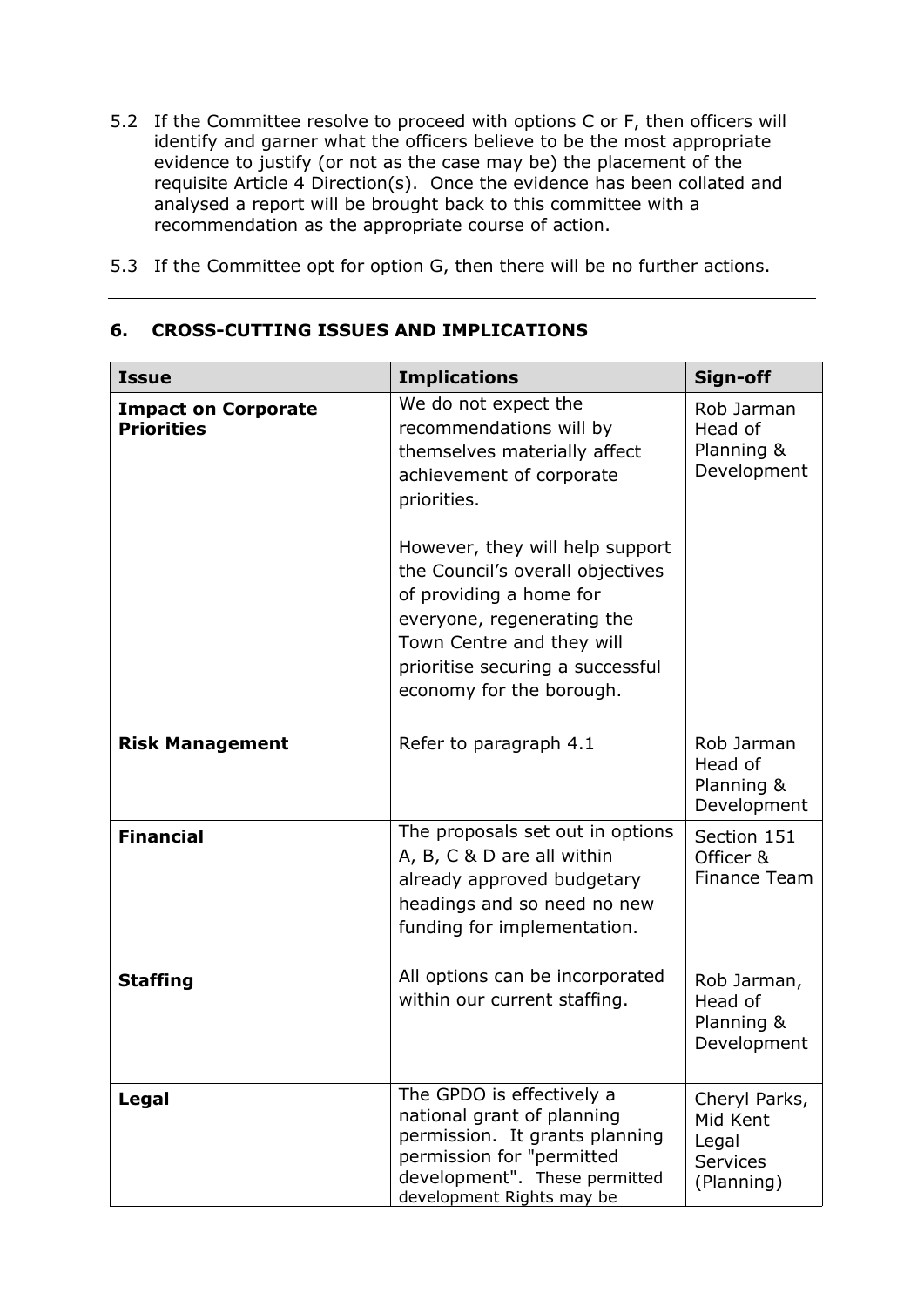5.2 If the Committee resolve to proceed with options C or F, then officers will identify and garner what the officers believe to be the most appropriate evidence to justify (or not as the case may be) the placement of the requisite Article 4 Direction(s). Once the evidence has been collated and analysed a report will be brought back to this committee with a recommendation as the appropriate course of action.

5.3 If the Committee opt for option G, then there will be no further actions.

## 6. CROSS-CUTTING ISSUES AND IMPLICATIONS

| Issue | Implications | Sign-off |
|---|---|---|
| **Impact on Corporate Priorities** | We do not expect the recommendations will by themselves materially affect achievement of corporate priorities.<br><br>However, they will help support the Council's overall objectives of providing a home for everyone, regenerating the Town Centre and they will prioritise securing a successful economy for the borough. | Rob Jarman Head of Planning & Development |
| **Risk Management** | Refer to paragraph 4.1 | Rob Jarman Head of Planning & Development |
| **Financial** | The proposals set out in options A, B, C & D are all within already approved budgetary headings and so need no new funding for implementation. | Section 151 Officer & Finance Team |
| **Staffing** | All options can be incorporated within our current staffing. | Rob Jarman, Head of Planning & Development |
| **Legal** | The GPDO is effectively a national grant of planning permission. It grants planning permission for "permitted development". These permitted development Rights may be | Cheryl Parks, Mid Kent Legal Services (Planning) |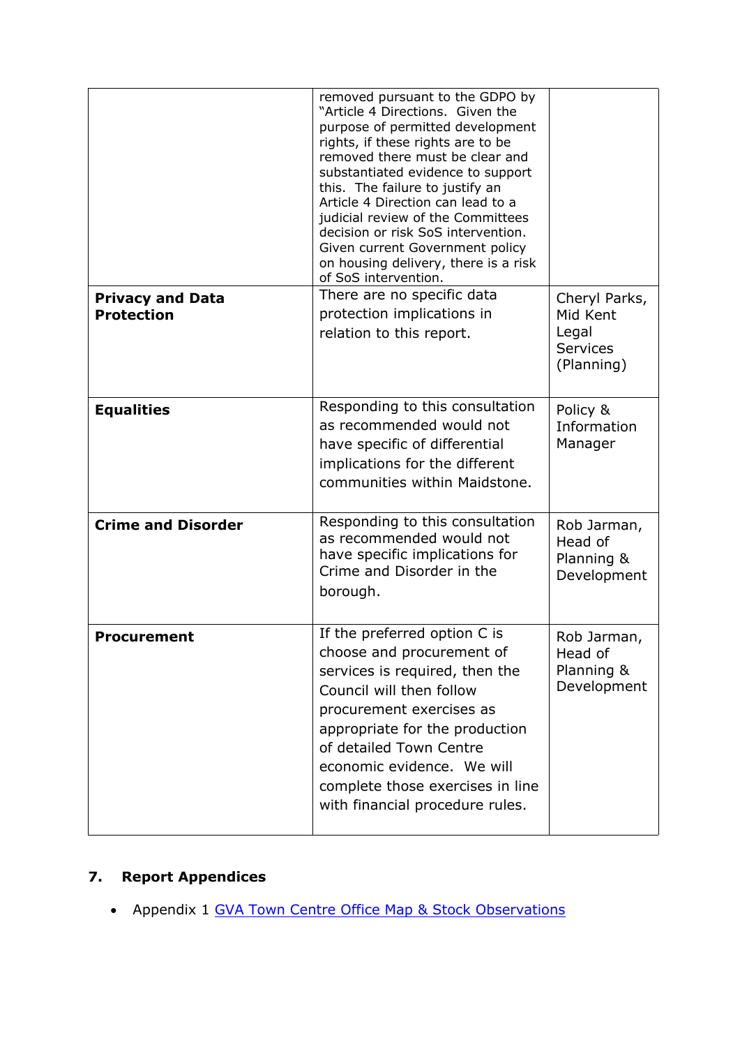| | | |
|---|---|---|
| | removed pursuant to the GDPO by "Article 4 Directions. Given the purpose of permitted development rights, if these rights are to be removed there must be clear and substantiated evidence to support this. The failure to justify an Article 4 Direction can lead to a judicial review of the Committees decision or risk SoS intervention. Given current Government policy on housing delivery, there is a risk of SoS intervention. | |
| **Privacy and Data Protection** | There are no specific data protection implications in relation to this report. | Cheryl Parks, Mid Kent Legal Services (Planning) |
| **Equalities** | Responding to this consultation as recommended would not have specific of differential implications for the different communities within Maidstone. | Policy & Information Manager |
| **Crime and Disorder** | Responding to this consultation as recommended would not have specific implications for Crime and Disorder in the borough. | Rob Jarman, Head of Planning & Development |
| **Procurement** | If the preferred option C is choose and procurement of services is required, then the Council will then follow procurement exercises as appropriate for the production of detailed Town Centre economic evidence. We will complete those exercises in line with financial procedure rules. | Rob Jarman, Head of Planning & Development |

## 7. Report Appendices

- Appendix 1 GVA Town Centre Office Map & Stock Observations